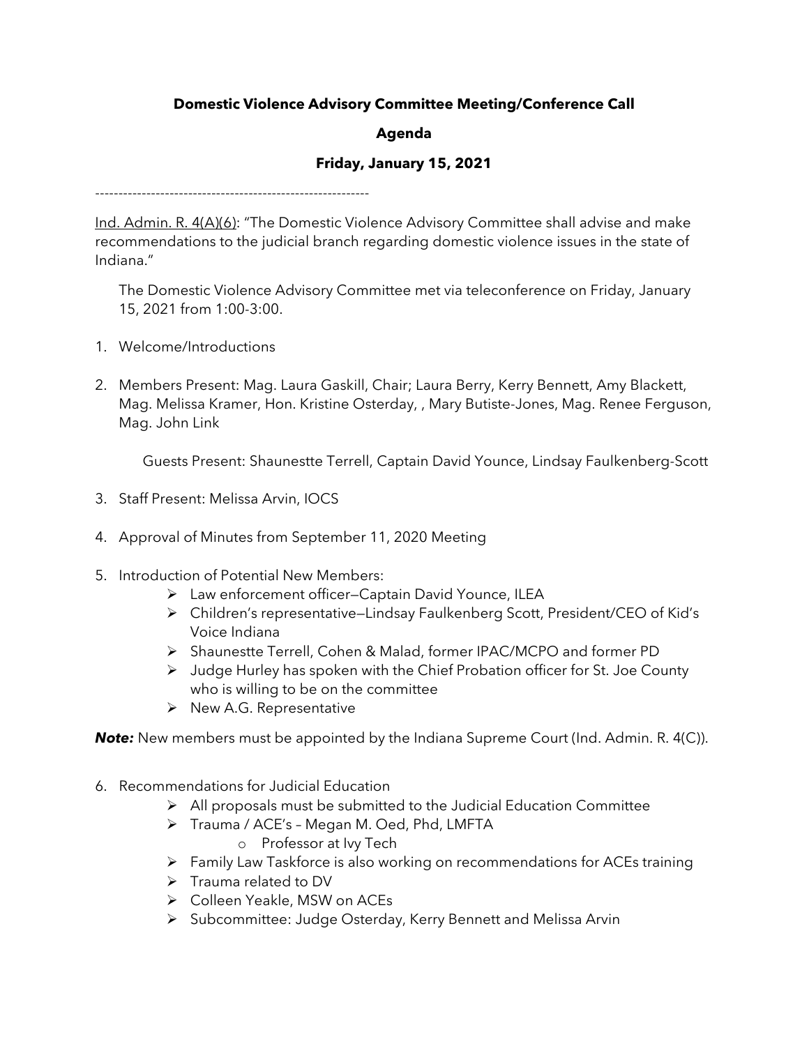**Domestic Violence Advisory Committee Meeting/Conference Call**

**Agenda**

**Friday, January 15, 2021**

-----------------------------------------------------------

Ind. Admin. R. 4(A)(6): "The Domestic Violence Advisory Committee shall advise and make recommendations to the judicial branch regarding domestic violence issues in the state of Indiana."

The Domestic Violence Advisory Committee met via teleconference on Friday, January 15, 2021 from 1:00-3:00.

1. Welcome/Introductions

2. Members Present: Mag. Laura Gaskill, Chair; Laura Berry, Kerry Bennett, Amy Blackett, Mag. Melissa Kramer, Hon. Kristine Osterday, , Mary Butiste-Jones, Mag. Renee Ferguson, Mag. John Link

   Guests Present: Shaunestte Terrell, Captain David Younce, Lindsay Faulkenberg-Scott

3. Staff Present: Melissa Arvin, IOCS

4. Approval of Minutes from September 11, 2020 Meeting

5. Introduction of Potential New Members:
   - Law enforcement officer—Captain David Younce, ILEA
   - Children's representative—Lindsay Faulkenberg Scott, President/CEO of Kid's Voice Indiana
   - Shaunestte Terrell, Cohen & Malad, former IPAC/MCPO and former PD
   - Judge Hurley has spoken with the Chief Probation officer for St. Joe County who is willing to be on the committee
   - New A.G. Representative

***Note:*** New members must be appointed by the Indiana Supreme Court (Ind. Admin. R. 4(C)).

6. Recommendations for Judicial Education
   - All proposals must be submitted to the Judicial Education Committee
   - Trauma / ACE's – Megan M. Oed, Phd, LMFTA
     - Professor at Ivy Tech
   - Family Law Taskforce is also working on recommendations for ACEs training
   - Trauma related to DV
   - Colleen Yeakle, MSW on ACEs
   - Subcommittee: Judge Osterday, Kerry Bennett and Melissa Arvin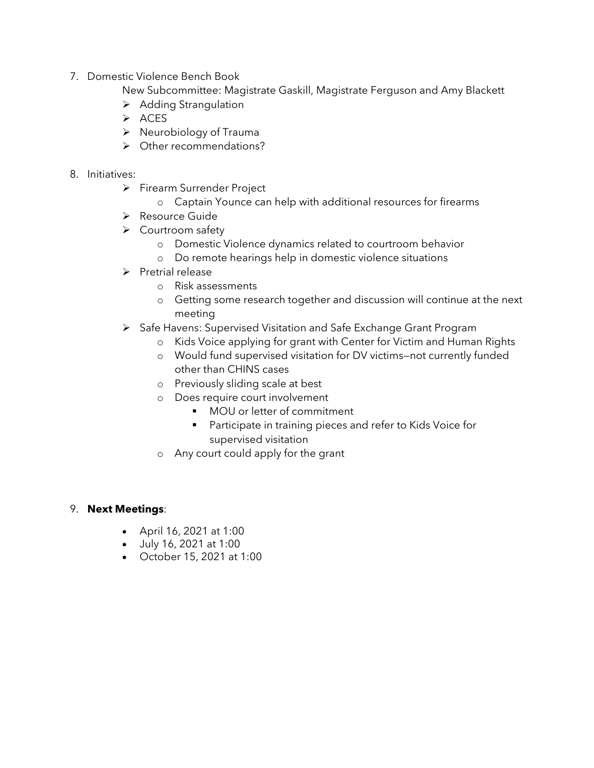7. Domestic Violence Bench Book

   New Subcommittee: Magistrate Gaskill, Magistrate Ferguson and Amy Blackett

   - Adding Strangulation
   - ACES
   - Neurobiology of Trauma
   - Other recommendations?

8. Initiatives:
   - Firearm Surrender Project
     - Captain Younce can help with additional resources for firearms
   - Resource Guide
   - Courtroom safety
     - Domestic Violence dynamics related to courtroom behavior
     - Do remote hearings help in domestic violence situations
   - Pretrial release
     - Risk assessments
     - Getting some research together and discussion will continue at the next meeting
   - Safe Havens: Supervised Visitation and Safe Exchange Grant Program
     - Kids Voice applying for grant with Center for Victim and Human Rights
     - Would fund supervised visitation for DV victims—not currently funded other than CHINS cases
     - Previously sliding scale at best
     - Does require court involvement
       - MOU or letter of commitment
       - Participate in training pieces and refer to Kids Voice for supervised visitation
     - Any court could apply for the grant

9. **Next Meetings**:
   - April 16, 2021 at 1:00
   - July 16, 2021 at 1:00
   - October 15, 2021 at 1:00